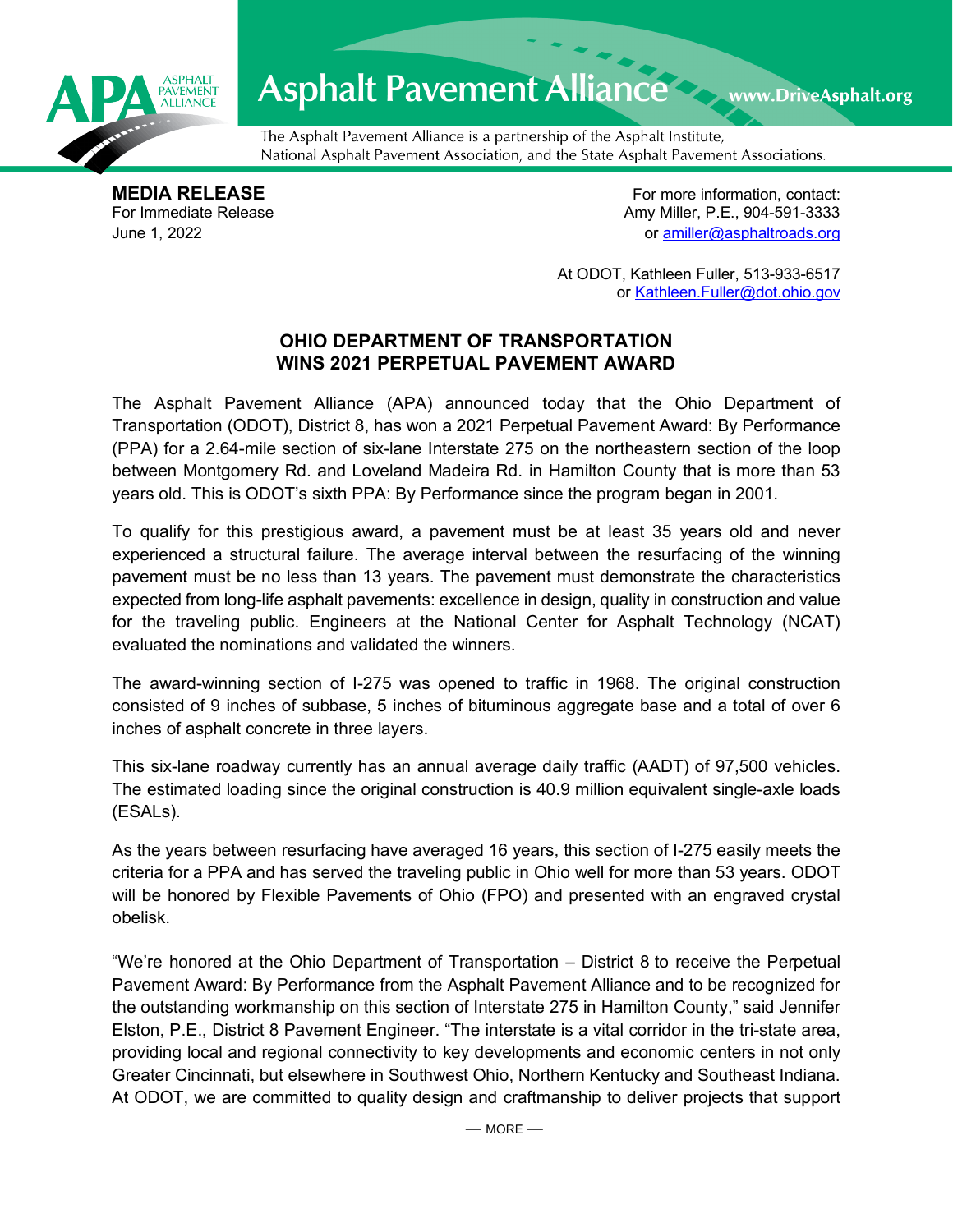Asphalt Pavement Alliance www.DriveAsphalt.org

The Asphalt Pavement Alliance is a partnership of the Asphalt Institute, National Asphalt Pavement Association, and the State Asphalt Pavement Associations.

**MEDIA RELEASE**
For Immediate Release
June 1, 2022

For more information, contact:
Amy Miller, P.E., 904-591-3333
or amiller@asphaltroads.org

At ODOT, Kathleen Fuller, 513-933-6517
or Kathleen.Fuller@dot.ohio.gov

## OHIO DEPARTMENT OF TRANSPORTATION WINS 2021 PERPETUAL PAVEMENT AWARD

The Asphalt Pavement Alliance (APA) announced today that the Ohio Department of Transportation (ODOT), District 8, has won a 2021 Perpetual Pavement Award: By Performance (PPA) for a 2.64-mile section of six-lane Interstate 275 on the northeastern section of the loop between Montgomery Rd. and Loveland Madeira Rd. in Hamilton County that is more than 53 years old. This is ODOT's sixth PPA: By Performance since the program began in 2001.

To qualify for this prestigious award, a pavement must be at least 35 years old and never experienced a structural failure. The average interval between the resurfacing of the winning pavement must be no less than 13 years. The pavement must demonstrate the characteristics expected from long-life asphalt pavements: excellence in design, quality in construction and value for the traveling public. Engineers at the National Center for Asphalt Technology (NCAT) evaluated the nominations and validated the winners.

The award-winning section of I-275 was opened to traffic in 1968. The original construction consisted of 9 inches of subbase, 5 inches of bituminous aggregate base and a total of over 6 inches of asphalt concrete in three layers.

This six-lane roadway currently has an annual average daily traffic (AADT) of 97,500 vehicles. The estimated loading since the original construction is 40.9 million equivalent single-axle loads (ESALs).

As the years between resurfacing have averaged 16 years, this section of I-275 easily meets the criteria for a PPA and has served the traveling public in Ohio well for more than 53 years. ODOT will be honored by Flexible Pavements of Ohio (FPO) and presented with an engraved crystal obelisk.

"We're honored at the Ohio Department of Transportation – District 8 to receive the Perpetual Pavement Award: By Performance from the Asphalt Pavement Alliance and to be recognized for the outstanding workmanship on this section of Interstate 275 in Hamilton County," said Jennifer Elston, P.E., District 8 Pavement Engineer. "The interstate is a vital corridor in the tri-state area, providing local and regional connectivity to key developments and economic centers in not only Greater Cincinnati, but elsewhere in Southwest Ohio, Northern Kentucky and Southeast Indiana. At ODOT, we are committed to quality design and craftmanship to deliver projects that support

— MORE —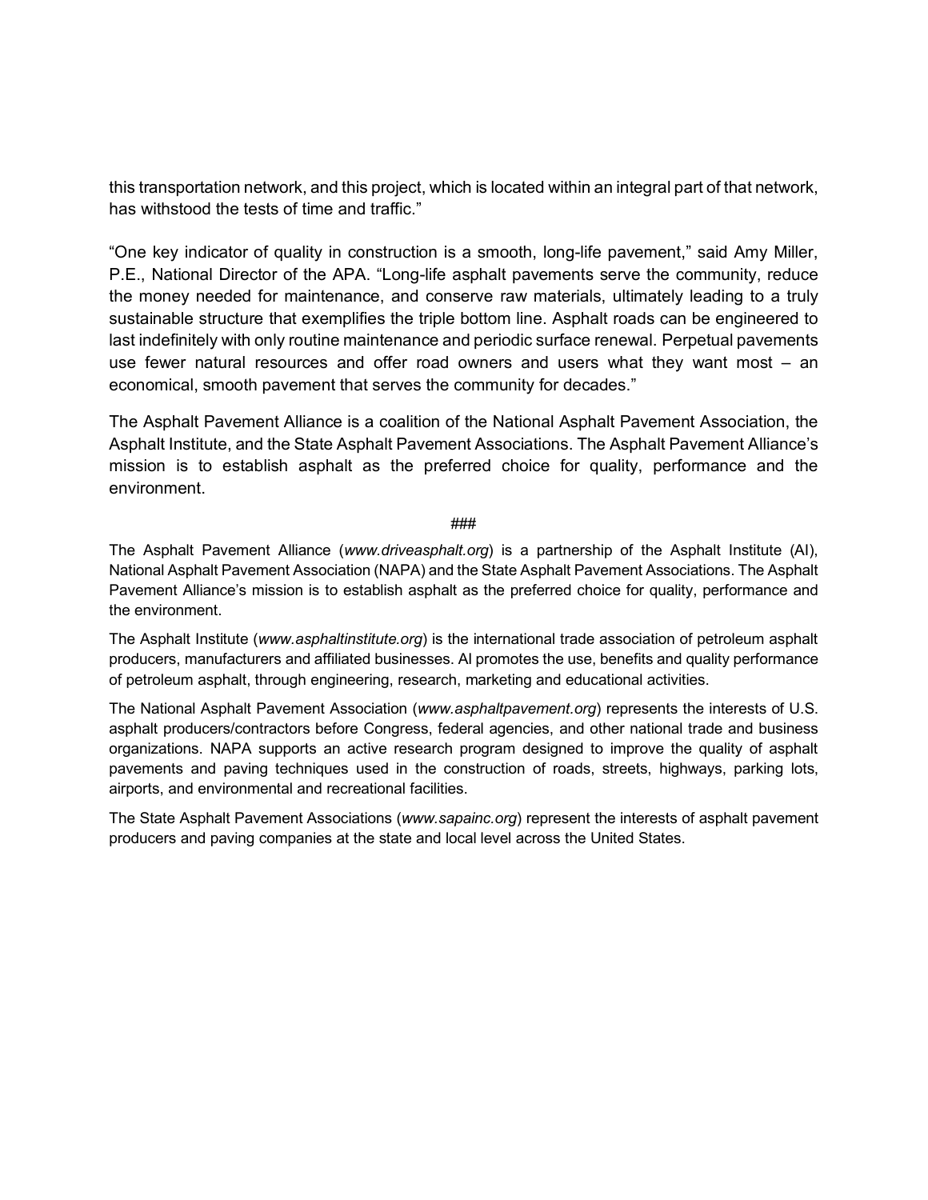this transportation network, and this project, which is located within an integral part of that network, has withstood the tests of time and traffic."

"One key indicator of quality in construction is a smooth, long-life pavement," said Amy Miller, P.E., National Director of the APA. "Long-life asphalt pavements serve the community, reduce the money needed for maintenance, and conserve raw materials, ultimately leading to a truly sustainable structure that exemplifies the triple bottom line. Asphalt roads can be engineered to last indefinitely with only routine maintenance and periodic surface renewal. Perpetual pavements use fewer natural resources and offer road owners and users what they want most – an economical, smooth pavement that serves the community for decades."

The Asphalt Pavement Alliance is a coalition of the National Asphalt Pavement Association, the Asphalt Institute, and the State Asphalt Pavement Associations. The Asphalt Pavement Alliance's mission is to establish asphalt as the preferred choice for quality, performance and the environment.

###

The Asphalt Pavement Alliance (*www.driveasphalt.org*) is a partnership of the Asphalt Institute (AI), National Asphalt Pavement Association (NAPA) and the State Asphalt Pavement Associations. The Asphalt Pavement Alliance's mission is to establish asphalt as the preferred choice for quality, performance and the environment.

The Asphalt Institute (*www.asphaltinstitute.org*) is the international trade association of petroleum asphalt producers, manufacturers and affiliated businesses. AI promotes the use, benefits and quality performance of petroleum asphalt, through engineering, research, marketing and educational activities.

The National Asphalt Pavement Association (*www.asphaltpavement.org*) represents the interests of U.S. asphalt producers/contractors before Congress, federal agencies, and other national trade and business organizations. NAPA supports an active research program designed to improve the quality of asphalt pavements and paving techniques used in the construction of roads, streets, highways, parking lots, airports, and environmental and recreational facilities.

The State Asphalt Pavement Associations (*www.sapainc.org*) represent the interests of asphalt pavement producers and paving companies at the state and local level across the United States.